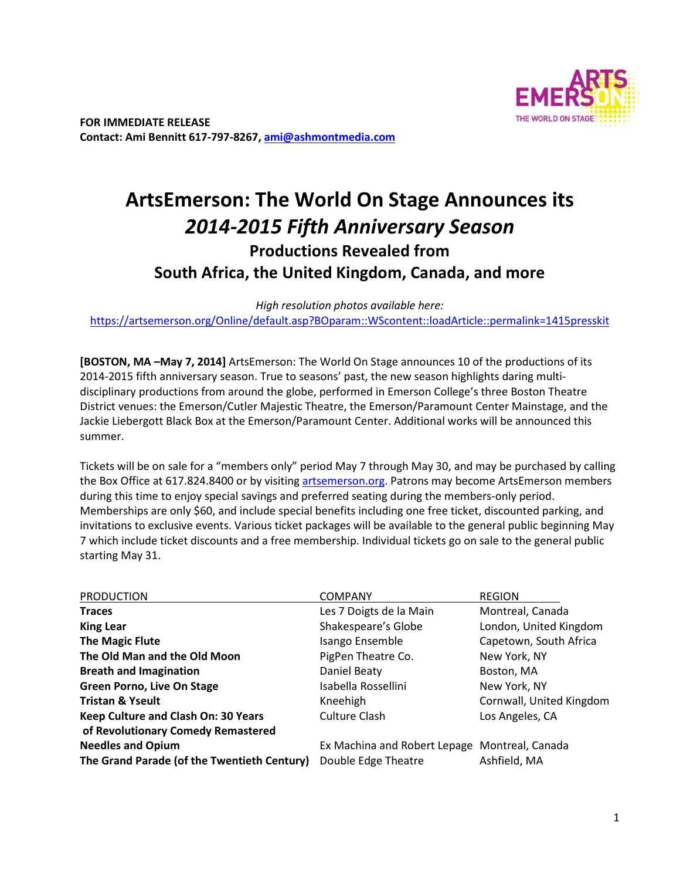**FOR IMMEDIATE RELEASE**
**Contact: Ami Bennitt 617-797-8267, [ami@ashmontmedia.com](mailto:ami@ashmontmedia.com)**

# ArtsEmerson: The World On Stage Announces its *2014-2015 Fifth Anniversary Season*

## Productions Revealed from South Africa, the United Kingdom, Canada, and more

*High resolution photos available here:*
[https://artsemerson.org/Online/default.asp?BOparam::WScontent::loadArticle::permalink=1415presskit](https://artsemerson.org/Online/default.asp?BOparam::WScontent::loadArticle::permalink=1415presskit)

**[BOSTON, MA –May 7, 2014]** ArtsEmerson: The World On Stage announces 10 of the productions of its 2014-2015 fifth anniversary season. True to seasons' past, the new season highlights daring multi-disciplinary productions from around the globe, performed in Emerson College's three Boston Theatre District venues: the Emerson/Cutler Majestic Theatre, the Emerson/Paramount Center Mainstage, and the Jackie Liebergott Black Box at the Emerson/Paramount Center. Additional works will be announced this summer.

Tickets will be on sale for a "members only" period May 7 through May 30, and may be purchased by calling the Box Office at 617.824.8400 or by visiting [artsemerson.org](https://artsemerson.org). Patrons may become ArtsEmerson members during this time to enjoy special savings and preferred seating during the members-only period. Memberships are only $60, and include special benefits including one free ticket, discounted parking, and invitations to exclusive events. Various ticket packages will be available to the general public beginning May 7 which include ticket discounts and a free membership. Individual tickets go on sale to the general public starting May 31.

| PRODUCTION | COMPANY | REGION |
|---|---|---|
| **Traces** | Les 7 Doigts de la Main | Montreal, Canada |
| **King Lear** | Shakespeare's Globe | London, United Kingdom |
| **The Magic Flute** | Isango Ensemble | Capetown, South Africa |
| **The Old Man and the Old Moon** | PigPen Theatre Co. | New York, NY |
| **Breath and Imagination** | Daniel Beaty | Boston, MA |
| **Green Porno, Live On Stage** | Isabella Rossellini | New York, NY |
| **Tristan & Yseult** | Kneehigh | Cornwall, United Kingdom |
| **Keep Culture and Clash On: 30 Years of Revolutionary Comedy Remastered** | Culture Clash | Los Angeles, CA |
| **Needles and Opium** | Ex Machina and Robert Lepage | Montreal, Canada |
| **The Grand Parade (of the Twentieth Century)** | Double Edge Theatre | Ashfield, MA |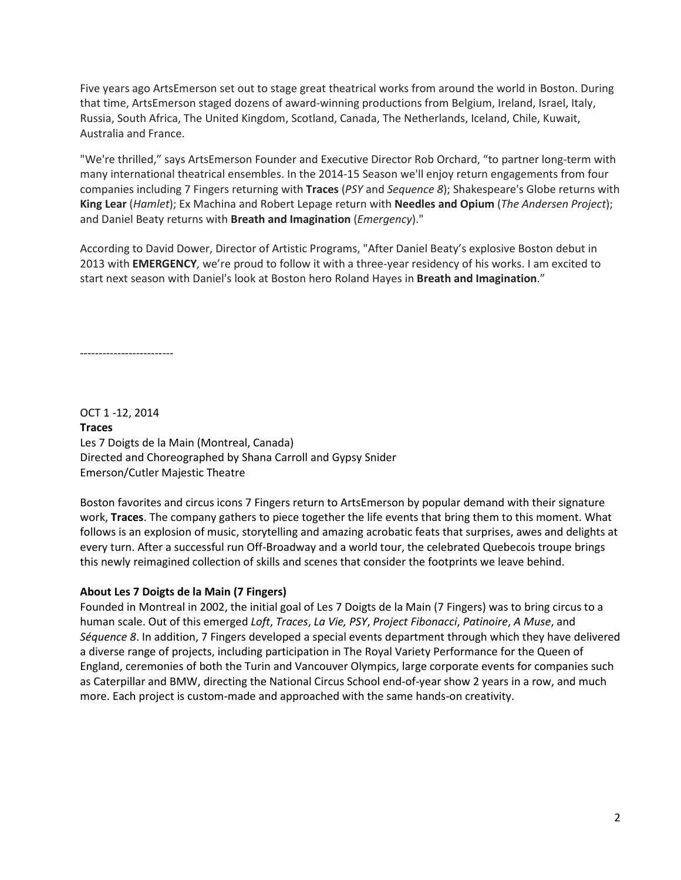Five years ago ArtsEmerson set out to stage great theatrical works from around the world in Boston. During that time, ArtsEmerson staged dozens of award-winning productions from Belgium, Ireland, Israel, Italy, Russia, South Africa, The United Kingdom, Scotland, Canada, The Netherlands, Iceland, Chile, Kuwait, Australia and France.

"We're thrilled," says ArtsEmerson Founder and Executive Director Rob Orchard, "to partner long-term with many international theatrical ensembles. In the 2014-15 Season we'll enjoy return engagements from four companies including 7 Fingers returning with **Traces** (*PSY* and *Sequence 8*); Shakespeare's Globe returns with **King Lear** (*Hamlet*); Ex Machina and Robert Lepage return with **Needles and Opium** (*The Andersen Project*); and Daniel Beaty returns with **Breath and Imagination** (*Emergency*)."

According to David Dower, Director of Artistic Programs, "After Daniel Beaty's explosive Boston debut in 2013 with **EMERGENCY**, we're proud to follow it with a three-year residency of his works. I am excited to start next season with Daniel's look at Boston hero Roland Hayes in **Breath and Imagination**."

-------------------------

OCT 1 -12, 2014
**Traces**
Les 7 Doigts de la Main (Montreal, Canada)
Directed and Choreographed by Shana Carroll and Gypsy Snider
Emerson/Cutler Majestic Theatre

Boston favorites and circus icons 7 Fingers return to ArtsEmerson by popular demand with their signature work, **Traces**. The company gathers to piece together the life events that bring them to this moment. What follows is an explosion of music, storytelling and amazing acrobatic feats that surprises, awes and delights at every turn. After a successful run Off-Broadway and a world tour, the celebrated Quebecois troupe brings this newly reimagined collection of skills and scenes that consider the footprints we leave behind.

**About Les 7 Doigts de la Main (7 Fingers)**
Founded in Montreal in 2002, the initial goal of Les 7 Doigts de la Main (7 Fingers) was to bring circus to a human scale. Out of this emerged *Loft*, *Traces*, *La Vie, PSY*, *Project Fibonacci*, *Patinoire*, *A Muse*, and *Séquence 8*. In addition, 7 Fingers developed a special events department through which they have delivered a diverse range of projects, including participation in The Royal Variety Performance for the Queen of England, ceremonies of both the Turin and Vancouver Olympics, large corporate events for companies such as Caterpillar and BMW, directing the National Circus School end-of-year show 2 years in a row, and much more. Each project is custom-made and approached with the same hands-on creativity.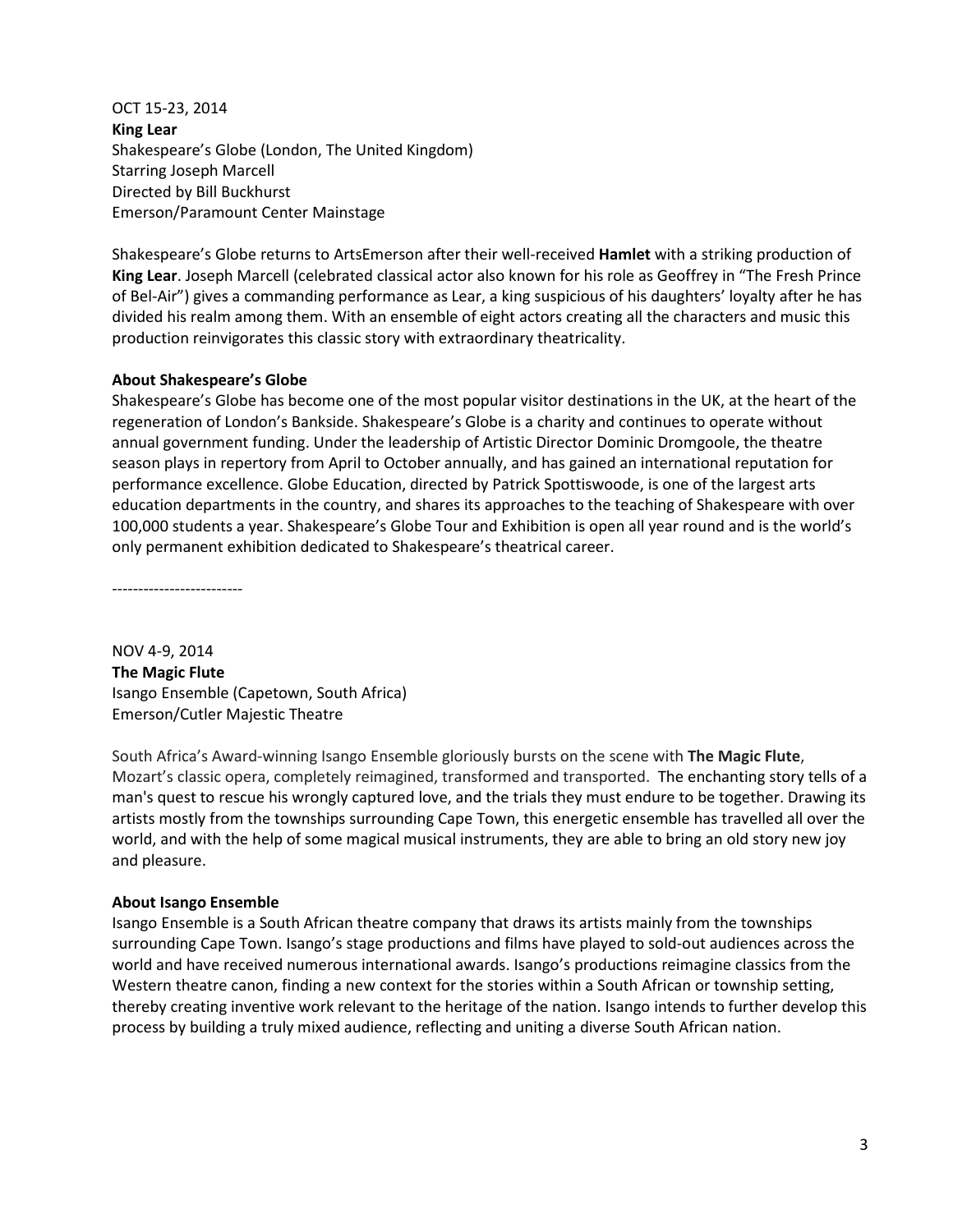OCT 15-23, 2014
**King Lear**
Shakespeare's Globe (London, The United Kingdom)
Starring Joseph Marcell
Directed by Bill Buckhurst
Emerson/Paramount Center Mainstage

Shakespeare's Globe returns to ArtsEmerson after their well-received **Hamlet** with a striking production of **King Lear**. Joseph Marcell (celebrated classical actor also known for his role as Geoffrey in "The Fresh Prince of Bel-Air") gives a commanding performance as Lear, a king suspicious of his daughters' loyalty after he has divided his realm among them. With an ensemble of eight actors creating all the characters and music this production reinvigorates this classic story with extraordinary theatricality.

**About Shakespeare's Globe**
Shakespeare's Globe has become one of the most popular visitor destinations in the UK, at the heart of the regeneration of London's Bankside. Shakespeare's Globe is a charity and continues to operate without annual government funding. Under the leadership of Artistic Director Dominic Dromgoole, the theatre season plays in repertory from April to October annually, and has gained an international reputation for performance excellence. Globe Education, directed by Patrick Spottiswoode, is one of the largest arts education departments in the country, and shares its approaches to the teaching of Shakespeare with over 100,000 students a year. Shakespeare's Globe Tour and Exhibition is open all year round and is the world's only permanent exhibition dedicated to Shakespeare's theatrical career.

-------------------------

NOV 4-9, 2014
**The Magic Flute**
Isango Ensemble (Capetown, South Africa)
Emerson/Cutler Majestic Theatre

South Africa's Award-winning Isango Ensemble gloriously bursts on the scene with **The Magic Flute**, Mozart's classic opera, completely reimagined, transformed and transported. The enchanting story tells of a man's quest to rescue his wrongly captured love, and the trials they must endure to be together. Drawing its artists mostly from the townships surrounding Cape Town, this energetic ensemble has travelled all over the world, and with the help of some magical musical instruments, they are able to bring an old story new joy and pleasure.

**About Isango Ensemble**
Isango Ensemble is a South African theatre company that draws its artists mainly from the townships surrounding Cape Town. Isango's stage productions and films have played to sold-out audiences across the world and have received numerous international awards. Isango's productions reimagine classics from the Western theatre canon, finding a new context for the stories within a South African or township setting, thereby creating inventive work relevant to the heritage of the nation. Isango intends to further develop this process by building a truly mixed audience, reflecting and uniting a diverse South African nation.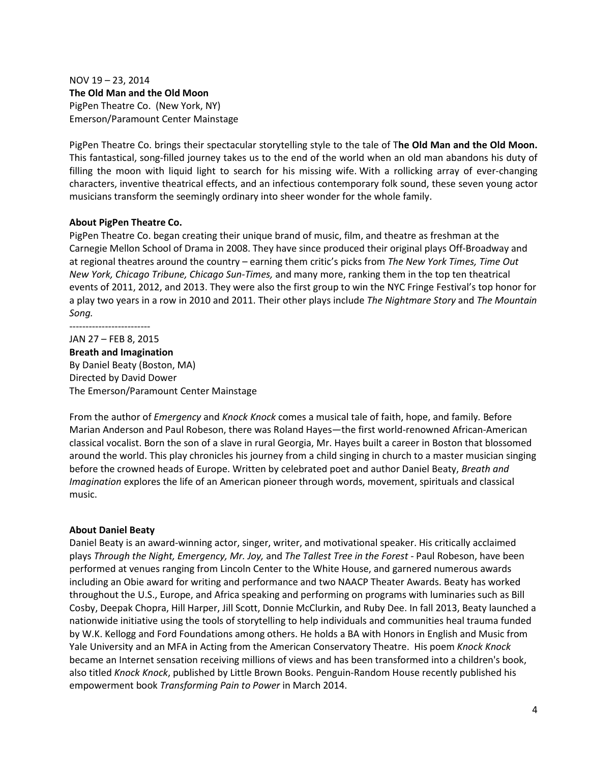NOV 19 – 23, 2014
**The Old Man and the Old Moon**
PigPen Theatre Co. (New York, NY)
Emerson/Paramount Center Mainstage

PigPen Theatre Co. brings their spectacular storytelling style to the tale of T**he Old Man and the Old Moon.** This fantastical, song-filled journey takes us to the end of the world when an old man abandons his duty of filling the moon with liquid light to search for his missing wife. With a rollicking array of ever-changing characters, inventive theatrical effects, and an infectious contemporary folk sound, these seven young actor musicians transform the seemingly ordinary into sheer wonder for the whole family.

**About PigPen Theatre Co.**
PigPen Theatre Co. began creating their unique brand of music, film, and theatre as freshman at the Carnegie Mellon School of Drama in 2008. They have since produced their original plays Off-Broadway and at regional theatres around the country – earning them critic's picks from *The New York Times, Time Out New York, Chicago Tribune, Chicago Sun-Times,* and many more, ranking them in the top ten theatrical events of 2011, 2012, and 2013. They were also the first group to win the NYC Fringe Festival's top honor for a play two years in a row in 2010 and 2011. Their other plays include *The Nightmare Story* and *The Mountain Song.*

-------------------------

JAN 27 – FEB 8, 2015
**Breath and Imagination**
By Daniel Beaty (Boston, MA)
Directed by David Dower
The Emerson/Paramount Center Mainstage

From the author of *Emergency* and *Knock Knock* comes a musical tale of faith, hope, and family. Before Marian Anderson and Paul Robeson, there was Roland Hayes—the first world-renowned African-American classical vocalist. Born the son of a slave in rural Georgia, Mr. Hayes built a career in Boston that blossomed around the world. This play chronicles his journey from a child singing in church to a master musician singing before the crowned heads of Europe. Written by celebrated poet and author Daniel Beaty, *Breath and Imagination* explores the life of an American pioneer through words, movement, spirituals and classical music.

**About Daniel Beaty**
Daniel Beaty is an award-winning actor, singer, writer, and motivational speaker. His critically acclaimed plays *Through the Night, Emergency, Mr. Joy,* and *The Tallest Tree in the Forest* - Paul Robeson, have been performed at venues ranging from Lincoln Center to the White House, and garnered numerous awards including an Obie award for writing and performance and two NAACP Theater Awards. Beaty has worked throughout the U.S., Europe, and Africa speaking and performing on programs with luminaries such as Bill Cosby, Deepak Chopra, Hill Harper, Jill Scott, Donnie McClurkin, and Ruby Dee. In fall 2013, Beaty launched a nationwide initiative using the tools of storytelling to help individuals and communities heal trauma funded by W.K. Kellogg and Ford Foundations among others. He holds a BA with Honors in English and Music from Yale University and an MFA in Acting from the American Conservatory Theatre. His poem *Knock Knock* became an Internet sensation receiving millions of views and has been transformed into a children's book, also titled *Knock Knock*, published by Little Brown Books. Penguin-Random House recently published his empowerment book *Transforming Pain to Power* in March 2014.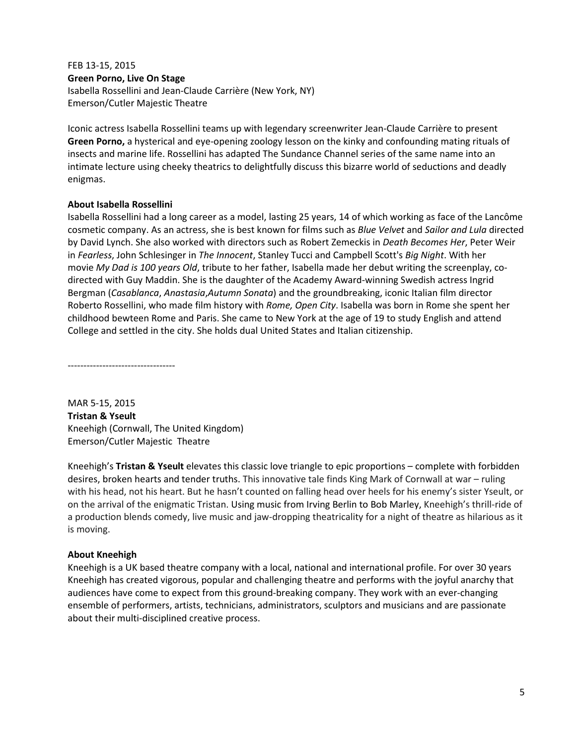FEB 13-15, 2015
**Green Porno, Live On Stage**
Isabella Rossellini and Jean-Claude Carrière (New York, NY)
Emerson/Cutler Majestic Theatre

Iconic actress Isabella Rossellini teams up with legendary screenwriter Jean-Claude Carrière to present **Green Porno,** a hysterical and eye-opening zoology lesson on the kinky and confounding mating rituals of insects and marine life. Rossellini has adapted The Sundance Channel series of the same name into an intimate lecture using cheeky theatrics to delightfully discuss this bizarre world of seductions and deadly enigmas.

**About Isabella Rossellini**
Isabella Rossellini had a long career as a model, lasting 25 years, 14 of which working as face of the Lancôme cosmetic company. As an actress, she is best known for films such as *Blue Velvet* and *Sailor and Lula* directed by David Lynch. She also worked with directors such as Robert Zemeckis in *Death Becomes Her*, Peter Weir in *Fearless*, John Schlesinger in *The Innocent*, Stanley Tucci and Campbell Scott's *Big Night*. With her movie *My Dad is 100 years Old*, tribute to her father, Isabella made her debut writing the screenplay, co-directed with Guy Maddin. She is the daughter of the Academy Award-winning Swedish actress Ingrid Bergman (*Casablanca*, *Anastasia*,*Autumn Sonata*) and the groundbreaking, iconic Italian film director Roberto Rossellini, who made film history with *Rome, Open City*. Isabella was born in Rome she spent her childhood bewteen Rome and Paris. She came to New York at the age of 19 to study English and attend College and settled in the city. She holds dual United States and Italian citizenship.

----------------------------------

MAR 5-15, 2015
**Tristan & Yseult**
Kneehigh (Cornwall, The United Kingdom)
Emerson/Cutler Majestic Theatre

Kneehigh's **Tristan & Yseult** elevates this classic love triangle to epic proportions – complete with forbidden desires, broken hearts and tender truths. This innovative tale finds King Mark of Cornwall at war – ruling with his head, not his heart. But he hasn't counted on falling head over heels for his enemy's sister Yseult, or on the arrival of the enigmatic Tristan. Using music from Irving Berlin to Bob Marley, Kneehigh's thrill-ride of a production blends comedy, live music and jaw-dropping theatricality for a night of theatre as hilarious as it is moving.

**About Kneehigh**
Kneehigh is a UK based theatre company with a local, national and international profile. For over 30 years Kneehigh has created vigorous, popular and challenging theatre and performs with the joyful anarchy that audiences have come to expect from this ground-breaking company. They work with an ever-changing ensemble of performers, artists, technicians, administrators, sculptors and musicians and are passionate about their multi-disciplined creative process.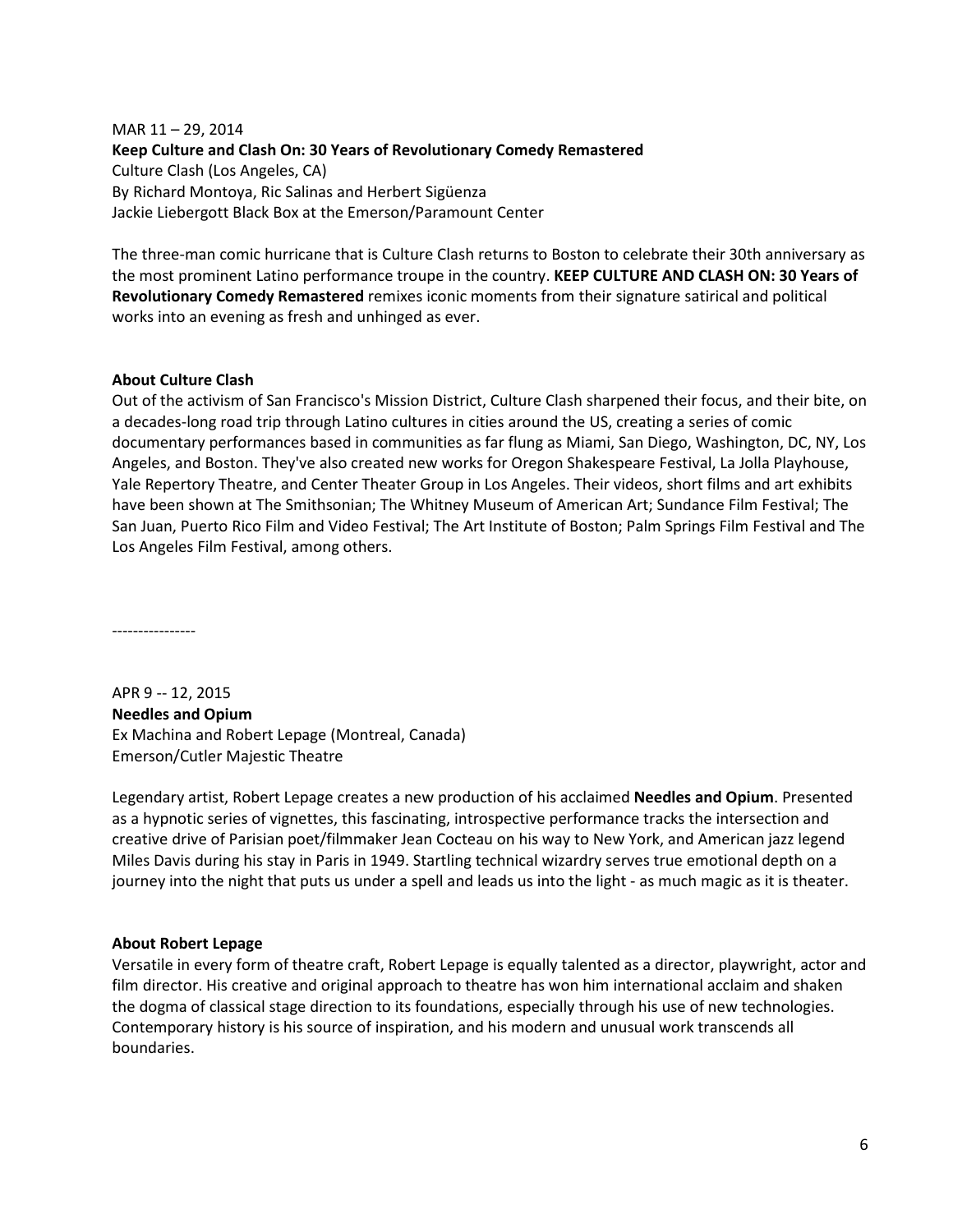MAR 11 – 29, 2014
**Keep Culture and Clash On: 30 Years of Revolutionary Comedy Remastered**
Culture Clash (Los Angeles, CA)
By Richard Montoya, Ric Salinas and Herbert Sigüenza
Jackie Liebergott Black Box at the Emerson/Paramount Center

The three-man comic hurricane that is Culture Clash returns to Boston to celebrate their 30th anniversary as the most prominent Latino performance troupe in the country. **KEEP CULTURE AND CLASH ON: 30 Years of Revolutionary Comedy Remastered** remixes iconic moments from their signature satirical and political works into an evening as fresh and unhinged as ever.

**About Culture Clash**
Out of the activism of San Francisco's Mission District, Culture Clash sharpened their focus, and their bite, on a decades-long road trip through Latino cultures in cities around the US, creating a series of comic documentary performances based in communities as far flung as Miami, San Diego, Washington, DC, NY, Los Angeles, and Boston. They've also created new works for Oregon Shakespeare Festival, La Jolla Playhouse, Yale Repertory Theatre, and Center Theater Group in Los Angeles. Their videos, short films and art exhibits have been shown at The Smithsonian; The Whitney Museum of American Art; Sundance Film Festival; The San Juan, Puerto Rico Film and Video Festival; The Art Institute of Boston; Palm Springs Film Festival and The Los Angeles Film Festival, among others.

----------------

APR 9 -- 12, 2015
**Needles and Opium**
Ex Machina and Robert Lepage (Montreal, Canada)
Emerson/Cutler Majestic Theatre

Legendary artist, Robert Lepage creates a new production of his acclaimed **Needles and Opium**. Presented as a hypnotic series of vignettes, this fascinating, introspective performance tracks the intersection and creative drive of Parisian poet/filmmaker Jean Cocteau on his way to New York, and American jazz legend Miles Davis during his stay in Paris in 1949. Startling technical wizardry serves true emotional depth on a journey into the night that puts us under a spell and leads us into the light - as much magic as it is theater.

**About Robert Lepage**
Versatile in every form of theatre craft, Robert Lepage is equally talented as a director, playwright, actor and film director. His creative and original approach to theatre has won him international acclaim and shaken the dogma of classical stage direction to its foundations, especially through his use of new technologies. Contemporary history is his source of inspiration, and his modern and unusual work transcends all boundaries.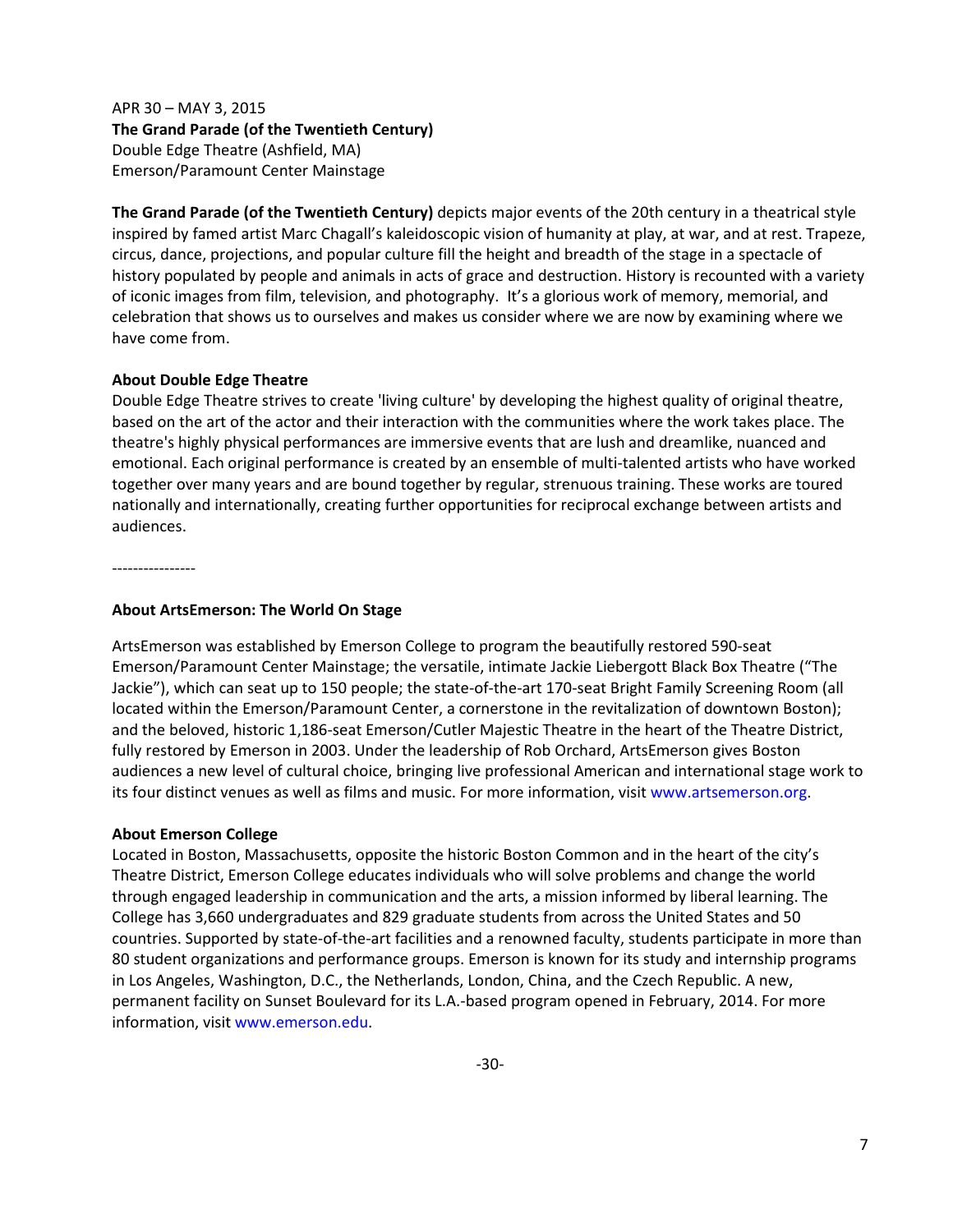APR 30 – MAY 3, 2015
**The Grand Parade (of the Twentieth Century)**
Double Edge Theatre (Ashfield, MA)
Emerson/Paramount Center Mainstage

**The Grand Parade (of the Twentieth Century)** depicts major events of the 20th century in a theatrical style inspired by famed artist Marc Chagall's kaleidoscopic vision of humanity at play, at war, and at rest. Trapeze, circus, dance, projections, and popular culture fill the height and breadth of the stage in a spectacle of history populated by people and animals in acts of grace and destruction. History is recounted with a variety of iconic images from film, television, and photography. It's a glorious work of memory, memorial, and celebration that shows us to ourselves and makes us consider where we are now by examining where we have come from.

**About Double Edge Theatre**
Double Edge Theatre strives to create 'living culture' by developing the highest quality of original theatre, based on the art of the actor and their interaction with the communities where the work takes place. The theatre's highly physical performances are immersive events that are lush and dreamlike, nuanced and emotional. Each original performance is created by an ensemble of multi-talented artists who have worked together over many years and are bound together by regular, strenuous training. These works are toured nationally and internationally, creating further opportunities for reciprocal exchange between artists and audiences.

----------------

**About ArtsEmerson: The World On Stage**

ArtsEmerson was established by Emerson College to program the beautifully restored 590-seat Emerson/Paramount Center Mainstage; the versatile, intimate Jackie Liebergott Black Box Theatre ("The Jackie"), which can seat up to 150 people; the state-of-the-art 170-seat Bright Family Screening Room (all located within the Emerson/Paramount Center, a cornerstone in the revitalization of downtown Boston); and the beloved, historic 1,186-seat Emerson/Cutler Majestic Theatre in the heart of the Theatre District, fully restored by Emerson in 2003. Under the leadership of Rob Orchard, ArtsEmerson gives Boston audiences a new level of cultural choice, bringing live professional American and international stage work to its four distinct venues as well as films and music. For more information, visit www.artsemerson.org.

**About Emerson College**
Located in Boston, Massachusetts, opposite the historic Boston Common and in the heart of the city's Theatre District, Emerson College educates individuals who will solve problems and change the world through engaged leadership in communication and the arts, a mission informed by liberal learning. The College has 3,660 undergraduates and 829 graduate students from across the United States and 50 countries. Supported by state-of-the-art facilities and a renowned faculty, students participate in more than 80 student organizations and performance groups. Emerson is known for its study and internship programs in Los Angeles, Washington, D.C., the Netherlands, London, China, and the Czech Republic. A new, permanent facility on Sunset Boulevard for its L.A.-based program opened in February, 2014. For more information, visit www.emerson.edu.

-30-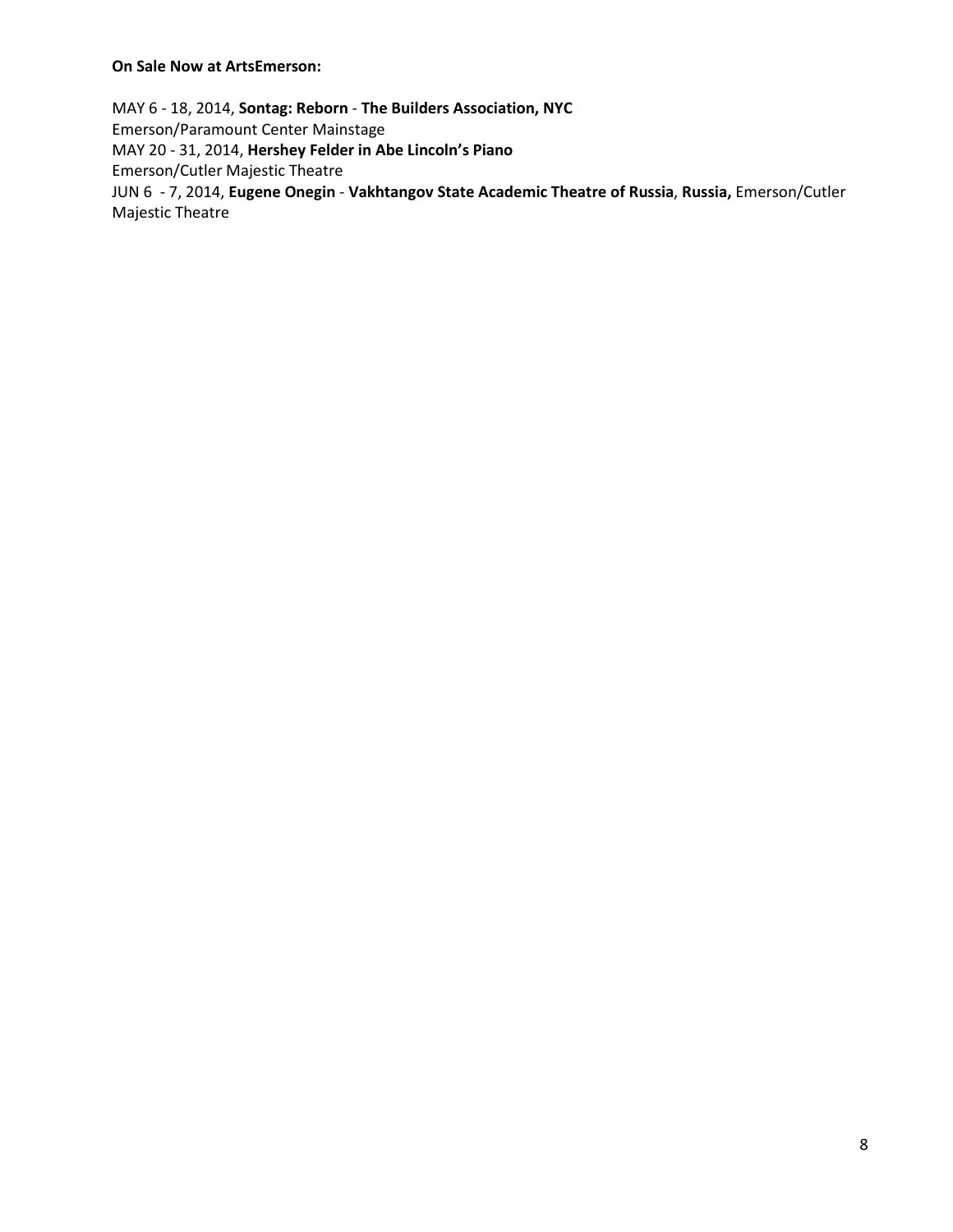**On Sale Now at ArtsEmerson:**

MAY 6 - 18, 2014, **Sontag: Reborn** - **The Builders Association, NYC**
Emerson/Paramount Center Mainstage
MAY 20 - 31, 2014, **Hershey Felder in Abe Lincoln's Piano**
Emerson/Cutler Majestic Theatre
JUN 6 - 7, 2014, **Eugene Onegin** - **Vakhtangov State Academic Theatre of Russia**, **Russia,** Emerson/Cutler Majestic Theatre